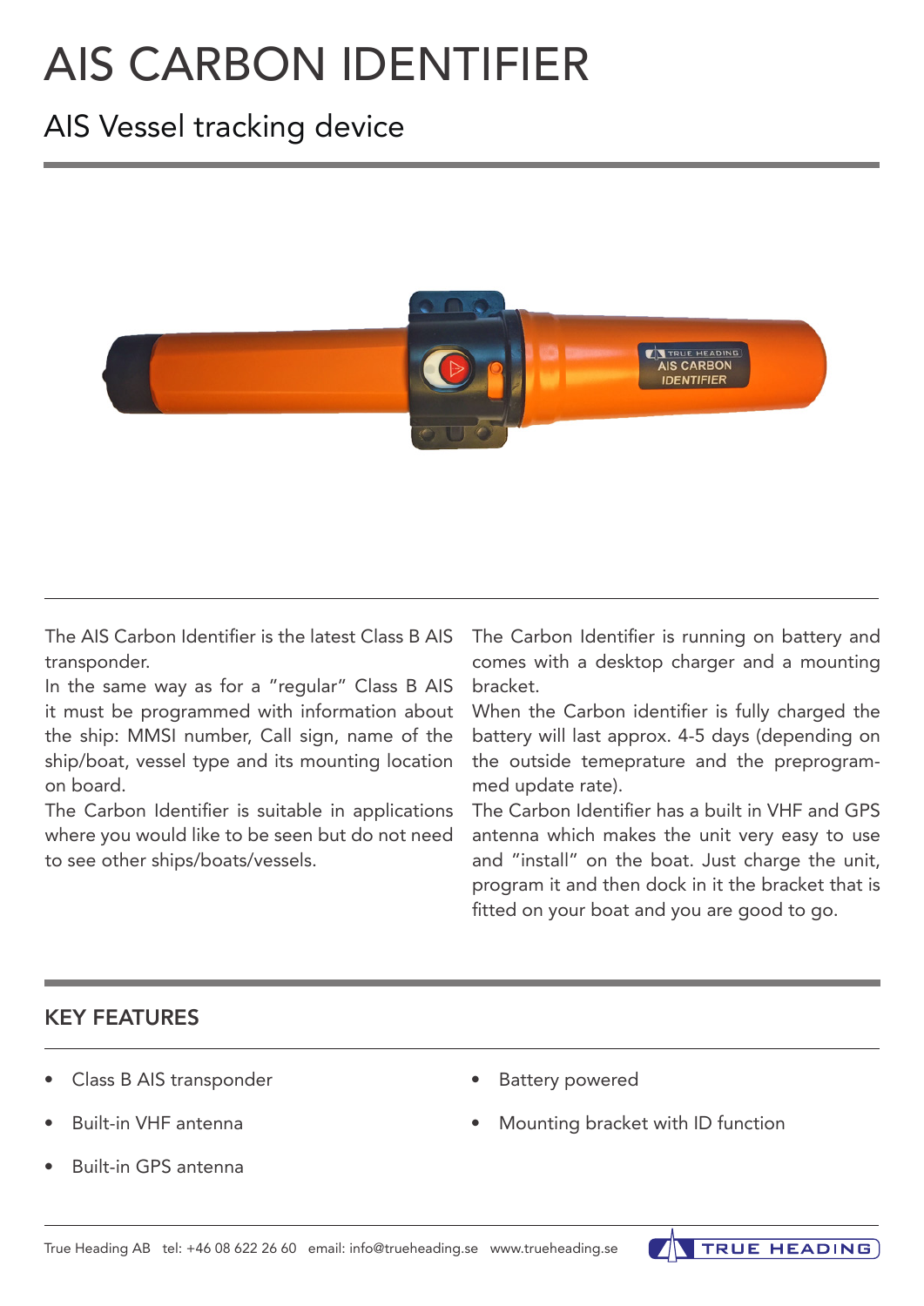# AIS CARBON IDENTIFIER

## AIS Vessel tracking device

The AIS Carbon Identifier is the latest Class B AIS transponder.
In the same way as for a "regular" Class B AIS it must be programmed with information about the ship: MMSI number, Call sign, name of the ship/boat, vessel type and its mounting location on board.
The Carbon Identifier is suitable in applications where you would like to be seen but do not need to see other ships/boats/vessels.

The Carbon Identifier is running on battery and comes with a desktop charger and a mounting bracket.
When the Carbon identifier is fully charged the battery will last approx. 4-5 days (depending on the outside temepratureand the preprogrammed update rate).
The Carbon Identifier has a built in VHF and GPS antenna which makes the unit very easy to use and "install" on the boat. Just charge the unit, program it and then dock in it the bracket that is fitted on your boat and you are good to go.

## KEY FEATURES

- Class B AIS transponder
- Built-in VHF antenna
- Built-in GPS antenna
- Battery powered
- Mounting bracket with ID function

True Heading AB tel: +46 08 622 26 60 email: info@trueheading.se www.trueheading.se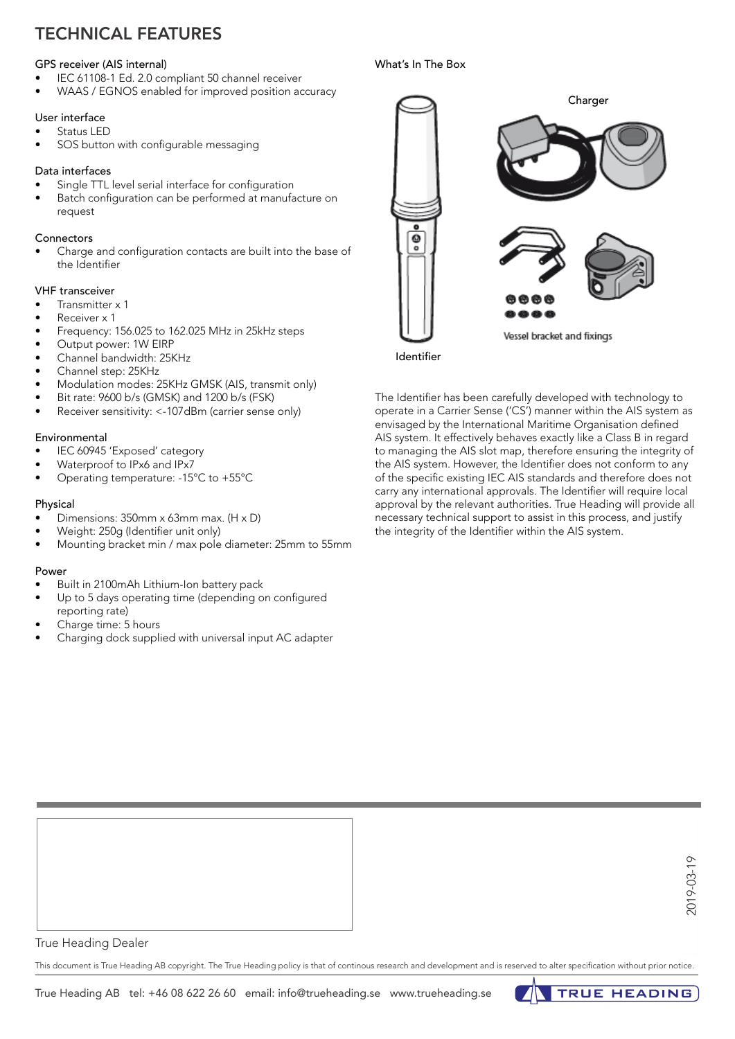# TECHNICAL FEATURES

GPS receiver (AIS internal)

- IEC 61108-1 Ed. 2.0 compliant 50 channel receiver
- WAAS / EGNOS enabled for improved position accuracy

User interface

- Status LED
- SOS button with configurable messaging

Data interfaces

- Single TTL level serial interface for configuration
- Batch configuration can be performed at manufacture on request

Connectors

- Charge and configuration contacts are built into the base of the Identifier

VHF transceiver

- Transmitter x 1
- Receiver x 1
- Frequency: 156.025 to 162.025 MHz in 25kHz steps
- Output power: 1W EIRP
- Channel bandwidth: 25KHz
- Channel step: 25KHz
- Modulation modes: 25KHz GMSK (AIS, transmit only)
- Bit rate: 9600 b/s (GMSK) and 1200 b/s (FSK)
- Receiver sensitivity: <-107dBm (carrier sense only)

Environmental

- IEC 60945 'Exposed' category
- Waterproof to IPx6 and IPx7
- Operating temperature: -15°C to +55°C

Physical

- Dimensions: 350mm x 63mm max. (H x D)
- Weight: 250g (Identifier unit only)
- Mounting bracket min / max pole diameter: 25mm to 55mm

Power

- Built in 2100mAh Lithium-Ion battery pack
- Up to 5 days operating time (depending on configured reporting rate)
- Charge time: 5 hours
- Charging dock supplied with universal input AC adapter

What's In The Box

Charger

Vessel bracket and fixings

Identifier

The Identifier has been carefully developed with technology to operate in a Carrier Sense ('CS') manner within the AIS system as envisaged by the International Maritime Organisation defined AIS system. It effectively behaves exactly like a Class B in regard to managing the AIS slot map, therefore ensuring the integrity of the AIS system. However, the Identifier does not conform to any of the specific existing IEC AIS standards and therefore does not carry any international approvals. The Identifier will require local approval by the relevant authorities. True Heading will provide all necessary technical support to assist in this process, and justify the integrity of the Identifier within the AIS system.

True Heading Dealer

2019-03-19

This document is True Heading AB copyright. The True Heading policy is that of continous research and development and is reserved to alter specification without prior notice.

True Heading AB tel: +46 08 622 26 60 email: info@trueheading.se www.trueheading.se

TRUE HEADING